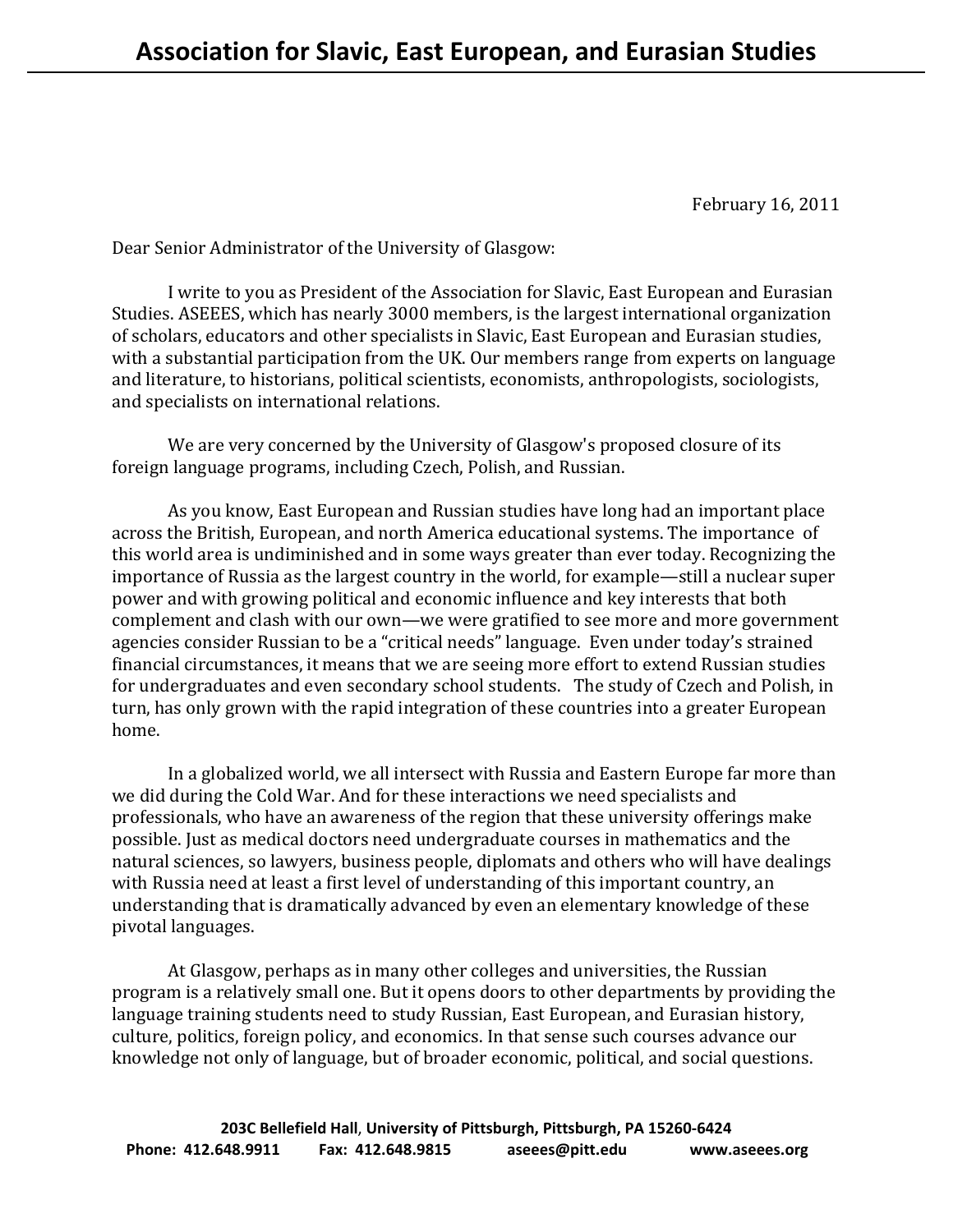# Association for Slavic, East European, and Eurasian Studies

February 16, 2011

Dear Senior Administrator of the University of Glasgow:

I write to you as President of the Association for Slavic, East European and Eurasian Studies. ASEEES, which has nearly 3000 members, is the largest international organization of scholars, educators and other specialists in Slavic, East European and Eurasian studies, with a substantial participation from the UK. Our members range from experts on language and literature, to historians, political scientists, economists, anthropologists, sociologists, and specialists on international relations.

We are very concerned by the University of Glasgow's proposed closure of its foreign language programs, including Czech, Polish, and Russian.

As you know, East European and Russian studies have long had an important place across the British, European, and north America educational systems. The importance of this world area is undiminished and in some ways greater than ever today. Recognizing the importance of Russia as the largest country in the world, for example—still a nuclear super power and with growing political and economic influence and key interests that both complement and clash with our own—we were gratified to see more and more government agencies consider Russian to be a "critical needs" language. Even under today's strained financial circumstances, it means that we are seeing more effort to extend Russian studies for undergraduates and even secondary school students. The study of Czech and Polish, in turn, has only grown with the rapid integration of these countries into a greater European home.

In a globalized world, we all intersect with Russia and Eastern Europe far more than we did during the Cold War. And for these interactions we need specialists and professionals, who have an awareness of the region that these university offerings make possible. Just as medical doctors need undergraduate courses in mathematics and the natural sciences, so lawyers, business people, diplomats and others who will have dealings with Russia need at least a first level of understanding of this important country, an understanding that is dramatically advanced by even an elementary knowledge of these pivotal languages.

At Glasgow, perhaps as in many other colleges and universities, the Russian program is a relatively small one. But it opens doors to other departments by providing the language training students need to study Russian, East European, and Eurasian history, culture, politics, foreign policy, and economics. In that sense such courses advance our knowledge not only of language, but of broader economic, political, and social questions.

**203C Bellefield Hall, University of Pittsburgh, Pittsburgh, PA 15260-6424**
**Phone: 412.648.9911 Fax: 412.648.9815 aseees@pitt.edu www.aseees.org**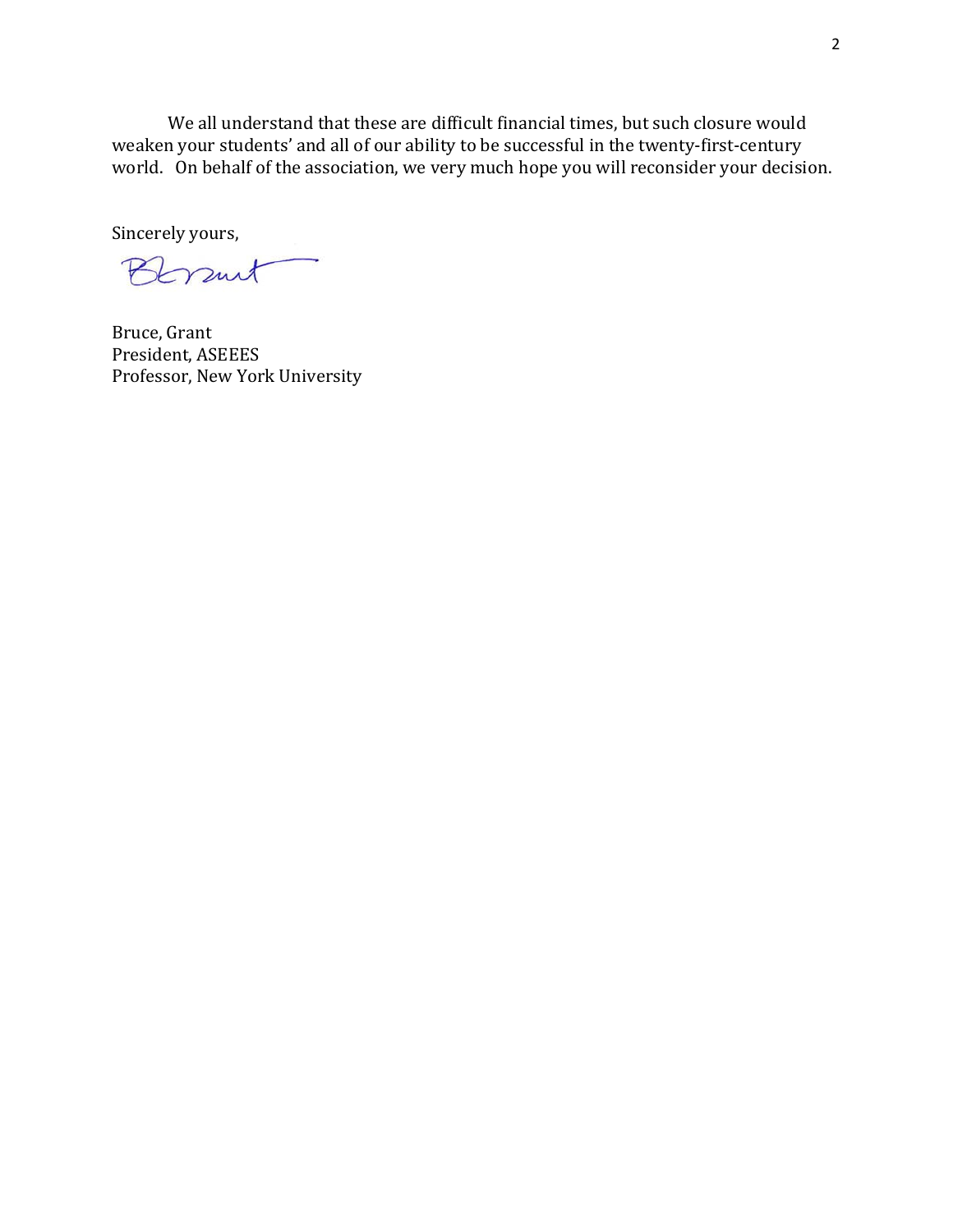We all understand that these are difficult financial times, but such closure would weaken your students' and all of our ability to be successful in the twenty-first-century world. On behalf of the association, we very much hope you will reconsider your decision.

Sincerely yours,

Bruce, Grant
President, ASEEES
Professor, New York University